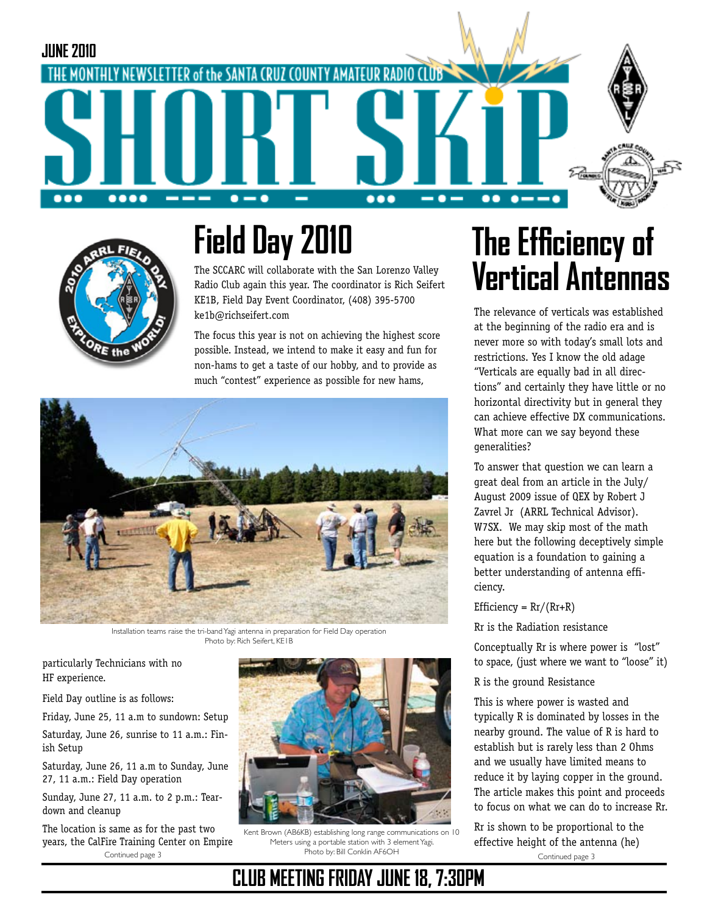JUNE 2010

THE MONTHLY NEWSLETTER of the SANTA CRUZ COUNTY AMATEUR RADIO CLUB

# SHORT SKiP

# Field Day 2010

The SCCARC will collaborate with the San Lorenzo Valley Radio Club again this year. The coordinator is Rich Seifert KE1B, Field Day Event Coordinator, (408) 395-5700 ke1b@richseifert.com

The focus this year is not on achieving the highest score possible. Instead, we intend to make it easy and fun for non-hams to get a taste of our hobby, and to provide as much "contest" experience as possible for new hams, particularly Technicians with no HF experience.

Installation teams raise the tri-band Yagi antenna in preparation for Field Day operation
Photo by: Rich Seifert, KE1B

Field Day outline is as follows:

Friday, June 25, 11 a.m to sundown: Setup

Saturday, June 26, sunrise to 11 a.m.: Finish Setup

Saturday, June 26, 11 a.m to Sunday, June 27, 11 a.m.: Field Day operation

Sunday, June 27, 11 a.m. to 2 p.m.: Teardown and cleanup

The location is same as for the past two years, the CalFire Training Center on Empire

Continued page 3

Kent Brown (AB6KB) establishing long range communications on 10 Meters using a portable station with 3 element Yagi.
Photo by: Bill Conklin AF6OH

# The Efficiency of Vertical Antennas

The relevance of verticals was established at the beginning of the radio era and is never more so with today's small lots and restrictions. Yes I know the old adage "Verticals are equally bad in all directions" and certainly they have little or no horizontal directivity but in general they can achieve effective DX communications. What more can we say beyond these generalities?

To answer that question we can learn a great deal from an article in the July/ August 2009 issue of QEX by Robert J Zavrel Jr (ARRL Technical Advisor). W7SX. We may skip most of the math here but the following deceptively simple equation is a foundation to gaining a better understanding of antenna efficiency.

Efficiency = Rr/(Rr+R)

Rr is the Radiation resistance

Conceptually Rr is where power is "lost" to space, (just where we want to "loose" it)

R is the ground Resistance

This is where power is wasted and typically R is dominated by losses in the nearby ground. The value of R is hard to establish but is rarely less than 2 Ohms and we usually have limited means to reduce it by laying copper in the ground. The article makes this point and proceeds to focus on what we can do to increase Rr.

Rr is shown to be proportional to the effective height of the antenna (he)

Continued page 3

**CLUB MEETING FRIDAY JUNE 18, 7:30PM**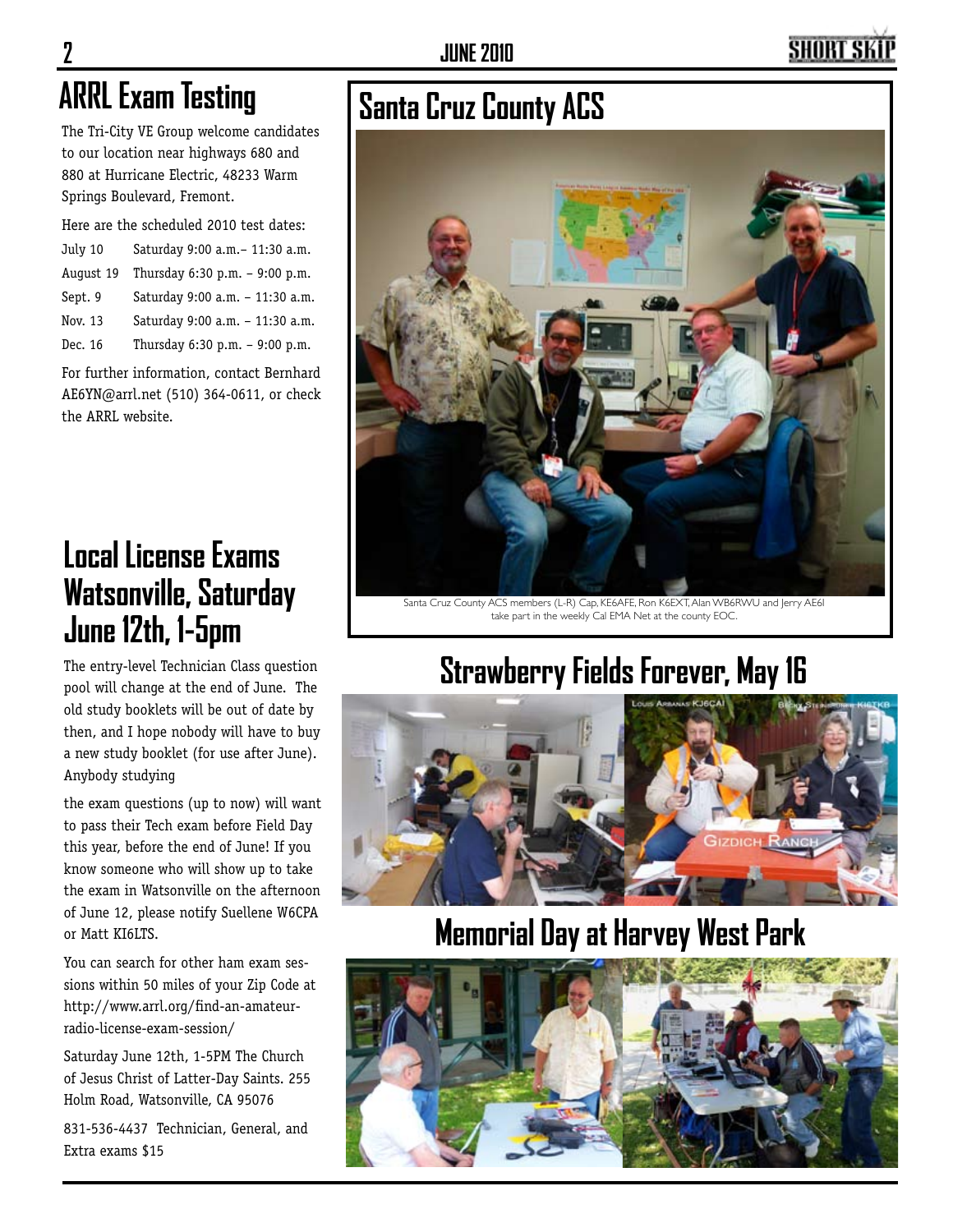## ARRL Exam Testing

The Tri-City VE Group welcome candidates to our location near highways 680 and 880 at Hurricane Electric, 48233 Warm Springs Boulevard, Fremont.

Here are the scheduled 2010 test dates:

| | |
|---|---|
| July 10 | Saturday 9:00 a.m.– 11:30 a.m. |
| August 19 | Thursday 6:30 p.m. – 9:00 p.m. |
| Sept. 9 | Saturday 9:00 a.m. – 11:30 a.m. |
| Nov. 13 | Saturday 9:00 a.m. – 11:30 a.m. |
| Dec. 16 | Thursday 6:30 p.m. – 9:00 p.m. |

For further information, contact Bernhard AE6YN@arrl.net (510) 364-0611, or check the ARRL website.

## Local License Exams Watsonville, Saturday June 12th, 1-5pm

The entry-level Technician Class question pool will change at the end of June. The old study booklets will be out of date by then, and I hope nobody will have to buy a new study booklet (for use after June). Anybody studying the exam questions (up to now) will want to pass their Tech exam before Field Day this year, before the end of June! If you know someone who will show up to take the exam in Watsonville on the afternoon of June 12, please notify Suellene W6CPA or Matt KI6LTS.

You can search for other ham exam sessions within 50 miles of your Zip Code at http://www.arrl.org/find-an-amateur-radio-license-exam-session/

Saturday June 12th, 1-5PM The Church of Jesus Christ of Latter-Day Saints. 255 Holm Road, Watsonville, CA 95076

831-536-4437 Technician, General, and Extra exams $15

## Santa Cruz County ACS

Santa Cruz County ACS members (L-R) Cap, KE6AFE, Ron K6EXT, Alan WB6RWU and Jerry AE6I take part in the weekly Cal EMA Net at the county EOC.

## Strawberry Fields Forever, May 16

## Memorial Day at Harvey West Park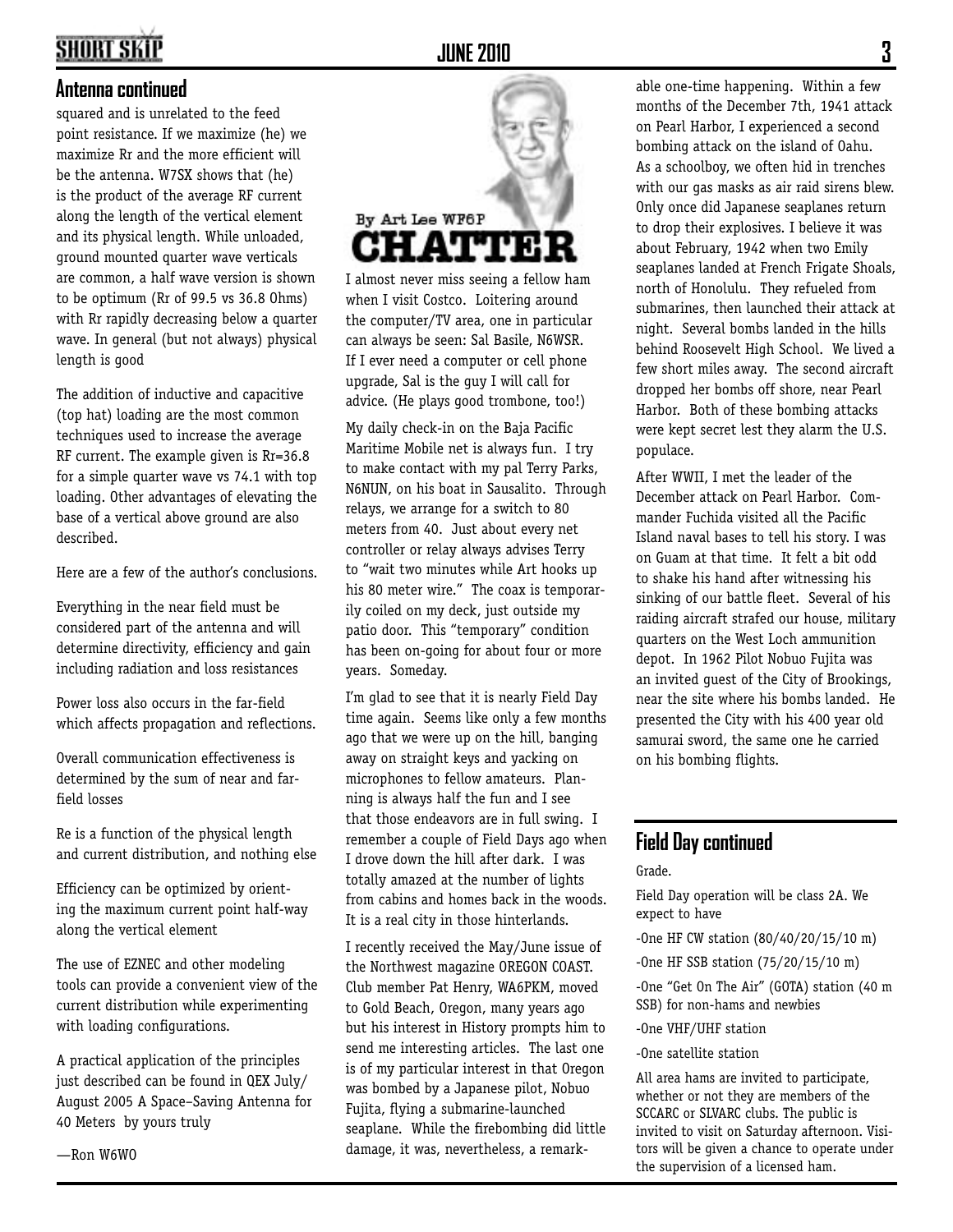## Antenna continued

squared and is unrelated to the feed point resistance. If we maximize (he) we maximize Rr and the more efficient will be the antenna. W7SX shows that (he) is the product of the average RF current along the length of the vertical element and its physical length. While unloaded, ground mounted quarter wave verticals are common, a half wave version is shown to be optimum (Rr of 99.5 vs 36.8 Ohms) with Rr rapidly decreasing below a quarter wave. In general (but not always) physical length is good

The addition of inductive and capacitive (top hat) loading are the most common techniques used to increase the average RF current. The example given is Rr=36.8 for a simple quarter wave vs 74.1 with top loading. Other advantages of elevating the base of a vertical above ground are also described.

Here are a few of the author's conclusions.

Everything in the near field must be considered part of the antenna and will determine directivity, efficiency and gain including radiation and loss resistances

Power loss also occurs in the far-field which affects propagation and reflections.

Overall communication effectiveness is determined by the sum of near and far-field losses

Re is a function of the physical length and current distribution, and nothing else

Efficiency can be optimized by orienting the maximum current point half-way along the vertical element

The use of EZNEC and other modeling tools can provide a convenient view of the current distribution while experimenting with loading configurations.

A practical application of the principles just described can be found in QEX July/August 2005 A Space–Saving Antenna for 40 Meters by yours truly

—Ron W6WO

By Art Lee WF6P

## CHATTER

I almost never miss seeing a fellow ham when I visit Costco. Loitering around the computer/TV area, one in particular can always be seen: Sal Basile, N6WSR. If I ever need a computer or cell phone upgrade, Sal is the guy I will call for advice. (He plays good trombone, too!)

My daily check-in on the Baja Pacific Maritime Mobile net is always fun. I try to make contact with my pal Terry Parks, N6NUN, on his boat in Sausalito. Through relays, we arrange for a switch to 80 meters from 40. Just about every net controller or relay always advises Terry to "wait two minutes while Art hooks up his 80 meter wire." The coax is temporarily coiled on my deck, just outside my patio door. This "temporary" condition has been on-going for about four or more years. Someday.

I'm glad to see that it is nearly Field Day time again. Seems like only a few months ago that we were up on the hill, banging away on straight keys and yacking on microphones to fellow amateurs. Planning is always half the fun and I see that those endeavors are in full swing. I remember a couple of Field Days ago when I drove down the hill after dark. I was totally amazed at the number of lights from cabins and homes back in the woods. It is a real city in those hinterlands.

I recently received the May/June issue of the Northwest magazine OREGON COAST. Club member Pat Henry, WA6PKM, moved to Gold Beach, Oregon, many years ago but his interest in History prompts him to send me interesting articles. The last one is of my particular interest in that Oregon was bombed by a Japanese pilot, Nobuo Fujita, flying a submarine-launched seaplane. While the firebombing did little damage, it was, nevertheless, a remarkable one-time happening. Within a few months of the December 7th, 1941 attack on Pearl Harbor, I experienced a second bombing attack on the island of Oahu. As a schoolboy, we often hid in trenches with our gas masks as air raid sirens blew. Only once did Japanese seaplanes return to drop their explosives. I believe it was about February, 1942 when two Emily seaplanes landed at French Frigate Shoals, north of Honolulu. They refueled from submarines, then launched their attack at night. Several bombs landed in the hills behind Roosevelt High School. We lived a few short miles away. The second aircraft dropped her bombs off shore, near Pearl Harbor. Both of these bombing attacks were kept secret lest they alarm the U.S. populace.

After WWII, I met the leader of the December attack on Pearl Harbor. Commander Fuchida visited all the Pacific Island naval bases to tell his story. I was on Guam at that time. It felt a bit odd to shake his hand after witnessing his sinking of our battle fleet. Several of his raiding aircraft strafed our house, military quarters on the West Loch ammunition depot. In 1962 Pilot Nobuo Fujita was an invited guest of the City of Brookings, near the site where his bombs landed. He presented the City with his 400 year old samurai sword, the same one he carried on his bombing flights.

## Field Day continued

Grade.

Field Day operation will be class 2A. We expect to have

-One HF CW station (80/40/20/15/10 m)

-One HF SSB station (75/20/15/10 m)

-One "Get On The Air" (GOTA) station (40 m SSB) for non-hams and newbies

-One VHF/UHF station

-One satellite station

All area hams are invited to participate, whether or not they are members of the SCCARC or SLVARC clubs. The public is invited to visit on Saturday afternoon. Visitors will be given a chance to operate under the supervision of a licensed ham.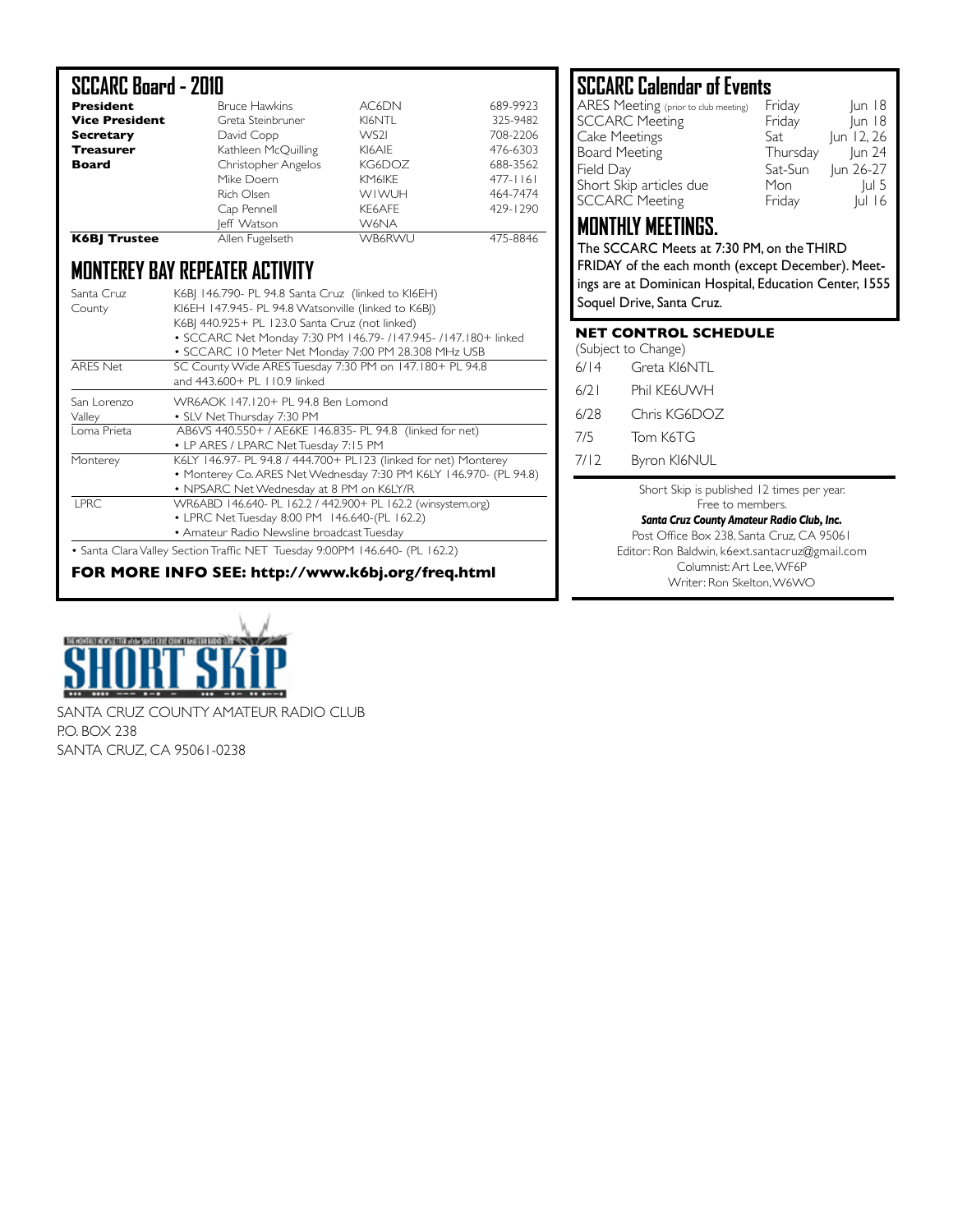## SCCARC Board - 2010

| | | | |
|---|---|---|---|
| **President** | Bruce Hawkins | AC6DN | 689-9923 |
| **Vice President** | Greta Steinbruner | KI6NTL | 325-9482 |
| **Secretary** | David Copp | WS2I | 708-2206 |
| **Treasurer** | Kathleen McQuilling | KI6AIE | 476-6303 |
| **Board** | Christopher Angelos | KG6DOZ | 688-3562 |
| | Mike Doern | KM6IKE | 477-1161 |
| | Rich Olsen | W1WUH | 464-7474 |
| | Cap Pennell | KE6AFE | 429-1290 |
| | Jeff Watson | W6NA | |
| **K6BJ Trustee** | Allen Fugelseth | WB6RWU | 475-8846 |

## MONTEREY BAY REPEATER ACTIVITY

| | |
|---|---|
| Santa Cruz County | K6BJ 146.790- PL 94.8 Santa Cruz (linked to KI6EH)<br>KI6EH 147.945- PL 94.8 Watsonville (linked to K6BJ)<br>K6BJ 440.925+ PL 123.0 Santa Cruz (not linked)<br>• SCCARC Net Monday 7:30 PM 146.79- /147.945- /147.180+ linked<br>• SCCARC 10 Meter Net Monday 7:00 PM 28.308 MHz USB |
| ARES Net | SC County Wide ARES Tuesday 7:30 PM on 147.180+ PL 94.8 and 443.600+ PL 110.9 linked |
| San Lorenzo Valley | WR6AOK 147.120+ PL 94.8 Ben Lomond<br>• SLV Net Thursday 7:30 PM |
| Loma Prieta | AB6VS 440.550+ / AE6KE 146.835- PL 94.8 (linked for net)<br>• LP ARES / LPARC Net Tuesday 7:15 PM |
| Monterey | K6LY 146.97- PL 94.8 / 444.700+ PL123 (linked for net) Monterey<br>• Monterey Co. ARES Net Wednesday 7:30 PM K6LY 146.970- (PL 94.8)<br>• NPSARC Net Wednesday at 8 PM on K6LY/R |
| LPRC | WR6ABD 146.640- PL 162.2 / 442.900+ PL 162.2 (winsystem.org)<br>• LPRC Net Tuesday 8:00 PM 146.640-(PL 162.2)<br>• Amateur Radio Newsline broadcast Tuesday |

• Santa Clara Valley Section Traffic NET Tuesday 9:00PM 146.640- (PL 162.2)

**FOR MORE INFO SEE: http://www.k6bj.org/freq.html**

## SCCARC Calendar of Events

| | | |
|---|---|---|
| ARES Meeting (prior to club meeting) | Friday | Jun 18 |
| SCCARC Meeting | Friday | Jun 18 |
| Cake Meetings | Sat | Jun 12, 26 |
| Board Meeting | Thursday | Jun 24 |
| Field Day | Sat-Sun | Jun 26-27 |
| Short Skip articles due | Mon | Jul 5 |
| SCCARC Meeting | Friday | Jul 16 |

## MONTHLY MEETINGS.

The SCCARC Meets at 7:30 PM, on the THIRD FRIDAY of the each month (except December). Meetings are at Dominican Hospital, Education Center, 1555 Soquel Drive, Santa Cruz.

### NET CONTROL SCHEDULE

(Subject to Change)

| | |
|---|---|
| 6/14 | Greta KI6NTL |
| 6/21 | Phil KE6UWH |
| 6/28 | Chris KG6DOZ |
| 7/5 | Tom K6TG |
| 7/12 | Byron KI6NUL |

Short Skip is published 12 times per year.
Free to members.
***Santa Cruz County Amateur Radio Club, Inc.***
Post Office Box 238, Santa Cruz, CA 95061
Editor: Ron Baldwin, k6ext.santacruz@gmail.com
Columnist: Art Lee, WF6P
Writer: Ron Skelton, W6WO

THE MONTHLY NEWSLETTER of the SANTA CRUZ COUNTY AMATEUR RADIO CLUB

SHORT SKIP

SANTA CRUZ COUNTY AMATEUR RADIO CLUB
P.O. BOX 238
SANTA CRUZ, CA 95061-0238